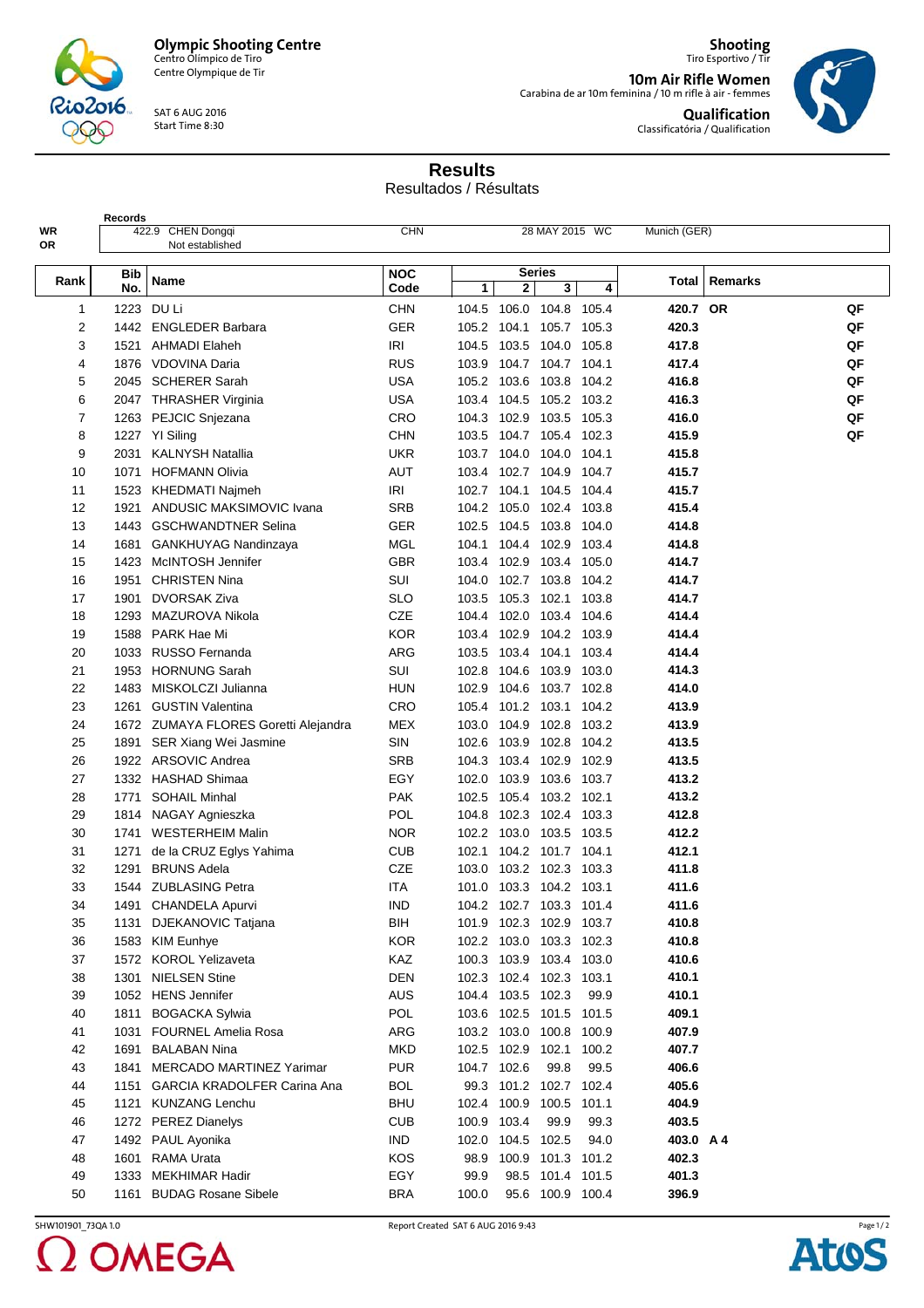**Olympic Shooting Centre**
Centro Olímpico de Tiro
Centre Olympique de Tir

SAT 6 AUG 2016
Start Time 8:30

**Shooting**
Tiro Esportivo / Tir

**10m Air Rifle Women**
Carabina de ar 10m feminina / 10 m rifle à air - femmes

**Qualification**
Classificatória / Qualification

# Results
Resultados / Résultats

| Records | | | | | |
|---|---|---|---|---|---|
| WR | 422.9 | CHEN Dongqi | CHN | 28 MAY 2015 WC | Munich (GER) |
| OR | | Not established | | | |

| Rank | Bib No. | Name | NOC Code | Series 1 | 2 | 3 | 4 | Total | Remarks | |
|---|---|---|---|---|---|---|---|---|---|---|
| 1 | 1223 | DU Li | CHN | 104.5 | 106.0 | 104.8 | 105.4 | 420.7 | OR | QF |
| 2 | 1442 | ENGLEDER Barbara | GER | 105.2 | 104.1 | 105.7 | 105.3 | 420.3 | | QF |
| 3 | 1521 | AHMADI Elaheh | IRI | 104.5 | 103.5 | 104.0 | 105.8 | 417.8 | | QF |
| 4 | 1876 | VDOVINA Daria | RUS | 103.9 | 104.7 | 104.7 | 104.1 | 417.4 | | QF |
| 5 | 2045 | SCHERER Sarah | USA | 105.2 | 103.6 | 103.8 | 104.2 | 416.8 | | QF |
| 6 | 2047 | THRASHER Virginia | USA | 103.4 | 104.5 | 105.2 | 103.2 | 416.3 | | QF |
| 7 | 1263 | PEJCIC Snjezana | CRO | 104.3 | 102.9 | 103.5 | 105.3 | 416.0 | | QF |
| 8 | 1227 | YI Siling | CHN | 103.5 | 104.7 | 105.4 | 102.3 | 415.9 | | QF |
| 9 | 2031 | KALNYSH Natallia | UKR | 103.7 | 104.0 | 104.0 | 104.1 | 415.8 | | |
| 10 | 1071 | HOFMANN Olivia | AUT | 103.4 | 102.7 | 104.9 | 104.7 | 415.7 | | |
| 11 | 1523 | KHEDMATI Najmeh | IRI | 102.7 | 104.1 | 104.5 | 104.4 | 415.7 | | |
| 12 | 1921 | ANDUSIC MAKSIMOVIC Ivana | SRB | 104.2 | 105.0 | 102.4 | 103.8 | 415.4 | | |
| 13 | 1443 | GSCHWANDTNER Selina | GER | 102.5 | 104.5 | 103.8 | 104.0 | 414.8 | | |
| 14 | 1681 | GANKHUYAG Nandinzaya | MGL | 104.1 | 104.4 | 102.9 | 103.4 | 414.8 | | |
| 15 | 1423 | McINTOSH Jennifer | GBR | 103.4 | 102.9 | 103.4 | 105.0 | 414.7 | | |
| 16 | 1951 | CHRISTEN Nina | SUI | 104.0 | 102.7 | 103.8 | 104.2 | 414.7 | | |
| 17 | 1901 | DVORSAK Ziva | SLO | 103.5 | 105.3 | 102.1 | 103.8 | 414.7 | | |
| 18 | 1293 | MAZUROVA Nikola | CZE | 104.4 | 102.0 | 103.4 | 104.6 | 414.4 | | |
| 19 | 1588 | PARK Hae Mi | KOR | 103.4 | 102.9 | 104.2 | 103.9 | 414.4 | | |
| 20 | 1033 | RUSSO Fernanda | ARG | 103.5 | 103.4 | 104.1 | 103.4 | 414.4 | | |
| 21 | 1953 | HORNUNG Sarah | SUI | 102.8 | 104.6 | 103.9 | 103.0 | 414.3 | | |
| 22 | 1483 | MISKOLCZI Julianna | HUN | 102.9 | 104.6 | 103.7 | 102.8 | 414.0 | | |
| 23 | 1261 | GUSTIN Valentina | CRO | 105.4 | 101.2 | 103.1 | 104.2 | 413.9 | | |
| 24 | 1672 | ZUMAYA FLORES Goretti Alejandra | MEX | 103.0 | 104.9 | 102.8 | 103.2 | 413.9 | | |
| 25 | 1891 | SER Xiang Wei Jasmine | SIN | 102.6 | 103.9 | 102.8 | 104.2 | 413.5 | | |
| 26 | 1922 | ARSOVIC Andrea | SRB | 104.3 | 103.4 | 102.9 | 102.9 | 413.5 | | |
| 27 | 1332 | HASHAD Shimaa | EGY | 102.0 | 103.9 | 103.6 | 103.7 | 413.2 | | |
| 28 | 1771 | SOHAIL Minhal | PAK | 102.5 | 105.4 | 103.2 | 102.1 | 413.2 | | |
| 29 | 1814 | NAGAY Agnieszka | POL | 104.8 | 102.3 | 102.4 | 103.3 | 412.8 | | |
| 30 | 1741 | WESTERHEIM Malin | NOR | 102.2 | 103.0 | 103.5 | 103.5 | 412.2 | | |
| 31 | 1271 | de la CRUZ Eglys Yahima | CUB | 102.1 | 104.2 | 101.7 | 104.1 | 412.1 | | |
| 32 | 1291 | BRUNS Adela | CZE | 103.0 | 103.2 | 102.3 | 103.3 | 411.8 | | |
| 33 | 1544 | ZUBLASING Petra | ITA | 101.0 | 103.3 | 104.2 | 103.1 | 411.6 | | |
| 34 | 1491 | CHANDELA Apurvi | IND | 104.2 | 102.7 | 103.3 | 101.4 | 411.6 | | |
| 35 | 1131 | DJEKANOVIC Tatjana | BIH | 101.9 | 102.3 | 102.9 | 103.7 | 410.8 | | |
| 36 | 1583 | KIM Eunhye | KOR | 102.2 | 103.0 | 103.3 | 102.3 | 410.8 | | |
| 37 | 1572 | KOROL Yelizaveta | KAZ | 100.3 | 103.9 | 103.4 | 103.0 | 410.6 | | |
| 38 | 1301 | NIELSEN Stine | DEN | 102.3 | 102.4 | 102.3 | 103.1 | 410.1 | | |
| 39 | 1052 | HENS Jennifer | AUS | 104.4 | 103.5 | 102.3 | 99.9 | 410.1 | | |
| 40 | 1811 | BOGACKA Sylwia | POL | 103.6 | 102.5 | 101.5 | 101.5 | 409.1 | | |
| 41 | 1031 | FOURNEL Amelia Rosa | ARG | 103.2 | 103.0 | 100.8 | 100.9 | 407.9 | | |
| 42 | 1691 | BALABAN Nina | MKD | 102.5 | 102.9 | 102.1 | 100.2 | 407.7 | | |
| 43 | 1841 | MERCADO MARTINEZ Yarimar | PUR | 104.7 | 102.6 | 99.8 | 99.5 | 406.6 | | |
| 44 | 1151 | GARCIA KRADOLFER Carina Ana | BOL | 99.3 | 101.2 | 102.7 | 102.4 | 405.6 | | |
| 45 | 1121 | KUNZANG Lenchu | BHU | 102.4 | 100.9 | 100.5 | 101.1 | 404.9 | | |
| 46 | 1272 | PEREZ Dianelys | CUB | 100.9 | 103.4 | 99.9 | 99.3 | 403.5 | | |
| 47 | 1492 | PAUL Ayonika | IND | 102.0 | 104.5 | 102.5 | 94.0 | 403.0 | A 4 | |
| 48 | 1601 | RAMA Urata | KOS | 98.9 | 100.9 | 101.3 | 101.2 | 402.3 | | |
| 49 | 1333 | MEKHIMAR Hadir | EGY | 99.9 | 98.5 | 101.4 | 101.5 | 401.3 | | |
| 50 | 1161 | BUDAG Rosane Sibele | BRA | 100.0 | 95.6 | 100.9 | 100.4 | 396.9 | | |

SHW101901_73QA 1.0 | Report Created SAT 6 AUG 2016 9:43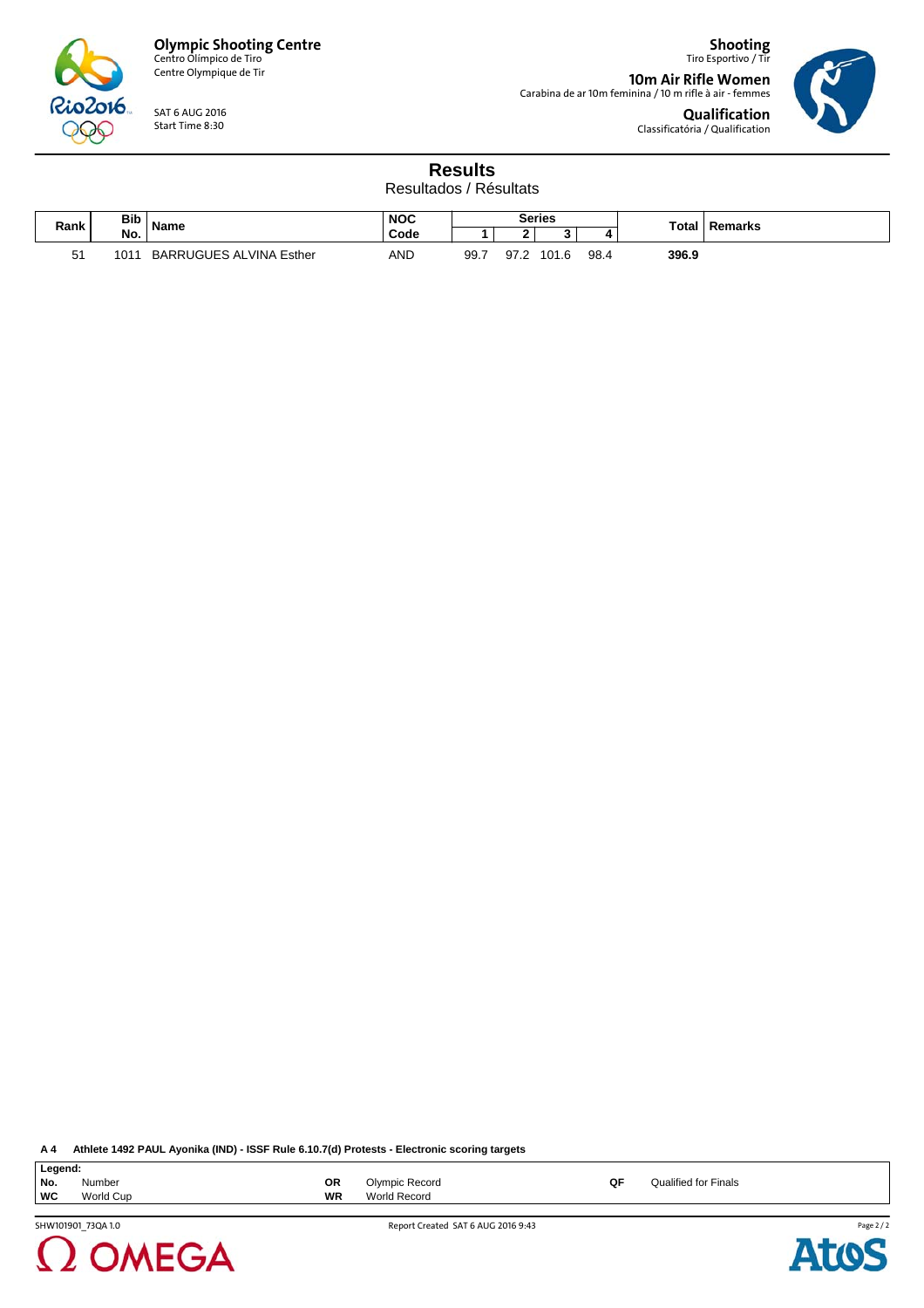**Olympic Shooting Centre**
Centro Olímpico de Tiro
Centre Olympique de Tir

SAT 6 AUG 2016
Start Time 8:30

**Shooting**
Tiro Esportivo / Tir

**10m Air Rifle Women**
Carabina de ar 10m feminina / 10 m rifle à air - femmes

**Qualification**
Classificatória / Qualification

## Results
Resultados / Résultats

| Rank | Bib No. | Name | NOC Code | Series 1 | Series 2 | Series 3 | Series 4 | Total | Remarks |
|---|---|---|---|---|---|---|---|---|---|
| 51 | 1011 | BARRUGUES ALVINA Esther | AND | 99.7 | 97.2 | 101.6 | 98.4 | **396.9** | |

**A 4 Athlete 1492 PAUL Ayonika (IND) - ISSF Rule 6.10.7(d) Protests - Electronic scoring targets**

| Legend: | | | | | |
|---|---|---|---|---|---|
| **No.** | Number | **OR** | Olympic Record | **QF** | Qualified for Finals |
| **WC** | World Cup | **WR** | World Record | | |

SHW101901_73QA 1.0 Report Created SAT 6 AUG 2016 9:43